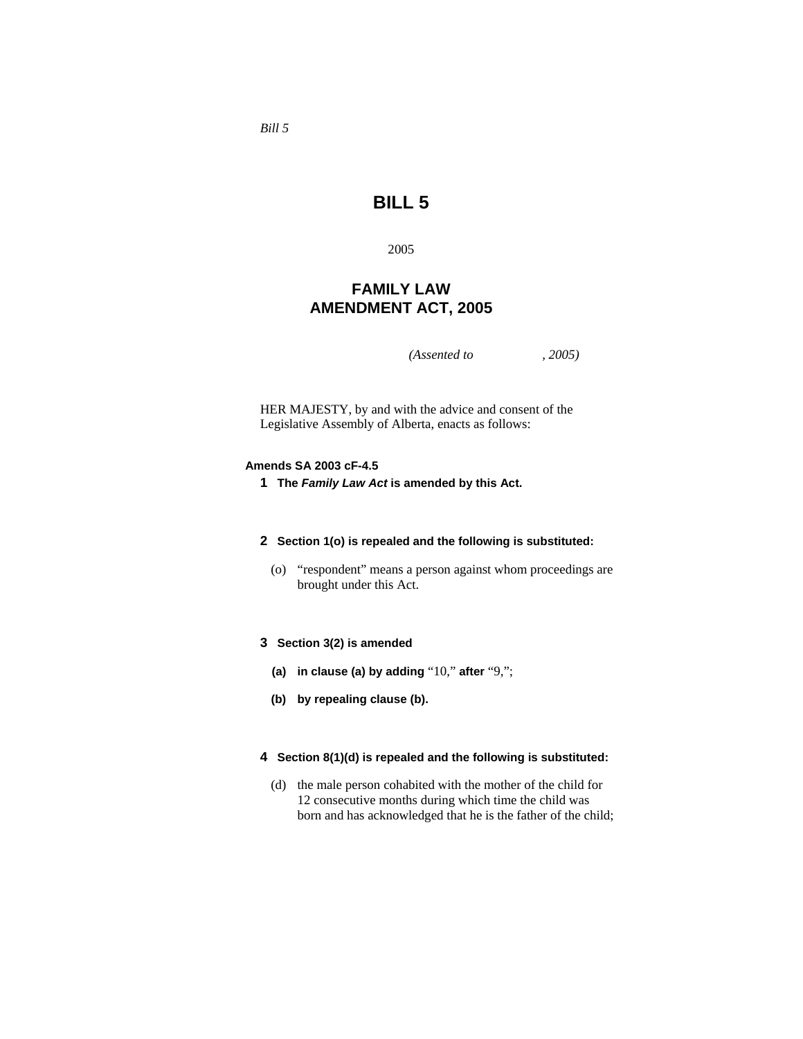*Bill 5*

# BILL 5

2005

## FAMILY LAW AMENDMENT ACT, 2005

*(Assented to , 2005)*

HER MAJESTY, by and with the advice and consent of the Legislative Assembly of Alberta, enacts as follows:

**Amends SA 2003 cF-4.5**

**1** **The *Family Law Act* is amended by this Act.**

**2** **Section 1(o) is repealed and the following is substituted:**

(o) "respondent" means a person against whom proceedings are brought under this Act.

**3** **Section 3(2) is amended**

**(a)** **in clause (a) by adding** "10," **after** "9,";

**(b)** **by repealing clause (b).**

**4** **Section 8(1)(d) is repealed and the following is substituted:**

(d) the male person cohabited with the mother of the child for 12 consecutive months during which time the child was born and has acknowledged that he is the father of the child;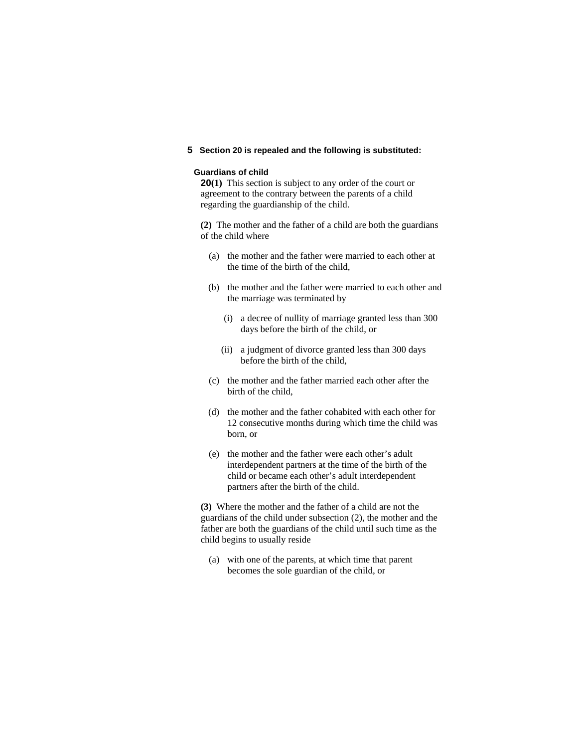**5 Section 20 is repealed and the following is substituted:**

**Guardians of child**

**20(1)** This section is subject to any order of the court or agreement to the contrary between the parents of a child regarding the guardianship of the child.

**(2)** The mother and the father of a child are both the guardians of the child where

(a) the mother and the father were married to each other at the time of the birth of the child,

(b) the mother and the father were married to each other and the marriage was terminated by

(i) a decree of nullity of marriage granted less than 300 days before the birth of the child, or

(ii) a judgment of divorce granted less than 300 days before the birth of the child,

(c) the mother and the father married each other after the birth of the child,

(d) the mother and the father cohabited with each other for 12 consecutive months during which time the child was born, or

(e) the mother and the father were each other's adult interdependent partners at the time of the birth of the child or became each other's adult interdependent partners after the birth of the child.

**(3)** Where the mother and the father of a child are not the guardians of the child under subsection (2), the mother and the father are both the guardians of the child until such time as the child begins to usually reside

(a) with one of the parents, at which time that parent becomes the sole guardian of the child, or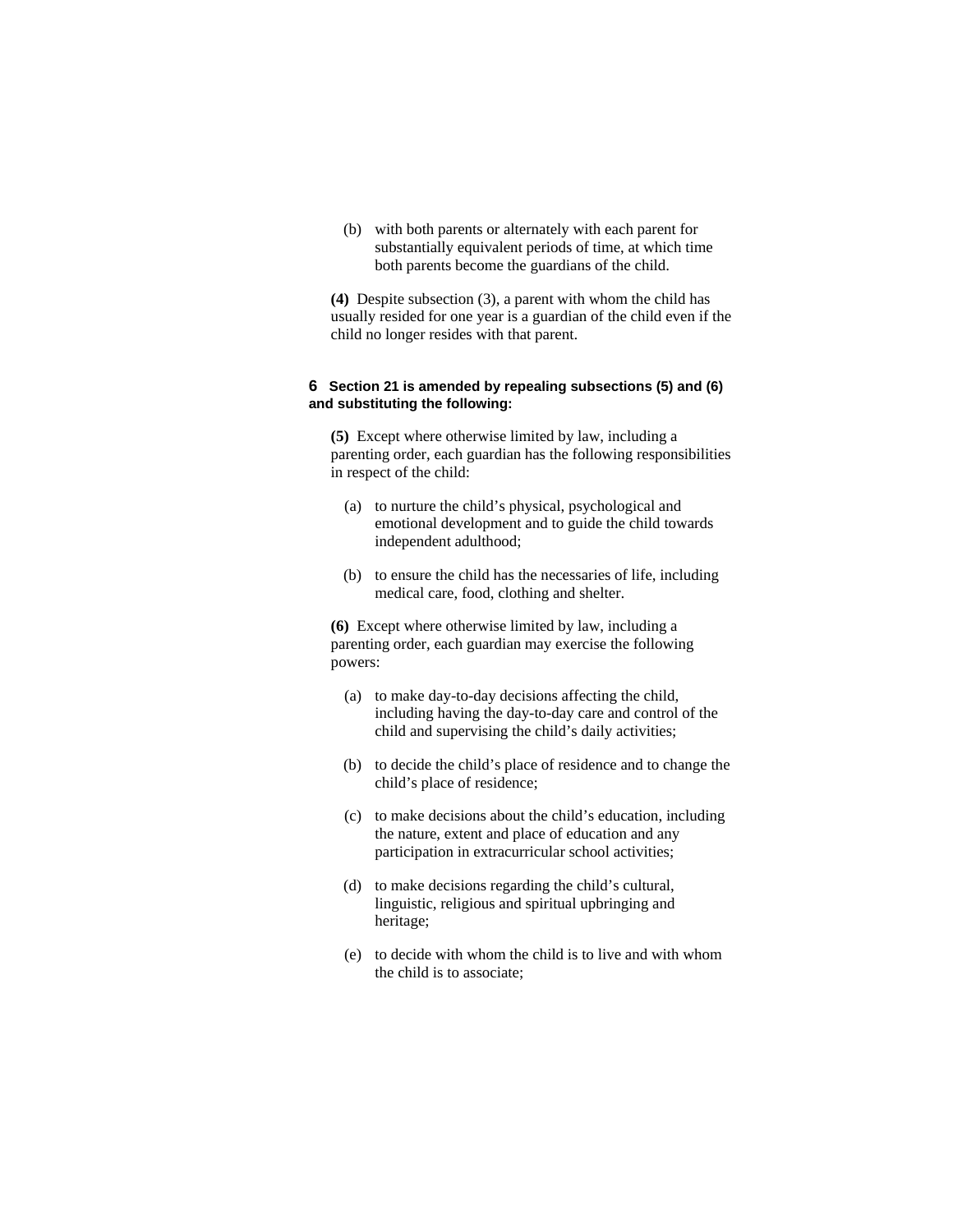(b) with both parents or alternately with each parent for substantially equivalent periods of time, at which time both parents become the guardians of the child.

**(4)** Despite subsection (3), a parent with whom the child has usually resided for one year is a guardian of the child even if the child no longer resides with that parent.

**6 Section 21 is amended by repealing subsections (5) and (6) and substituting the following:**

**(5)** Except where otherwise limited by law, including a parenting order, each guardian has the following responsibilities in respect of the child:

(a) to nurture the child's physical, psychological and emotional development and to guide the child towards independent adulthood;

(b) to ensure the child has the necessaries of life, including medical care, food, clothing and shelter.

**(6)** Except where otherwise limited by law, including a parenting order, each guardian may exercise the following powers:

(a) to make day-to-day decisions affecting the child, including having the day-to-day care and control of the child and supervising the child's daily activities;

(b) to decide the child's place of residence and to change the child's place of residence;

(c) to make decisions about the child's education, including the nature, extent and place of education and any participation in extracurricular school activities;

(d) to make decisions regarding the child's cultural, linguistic, religious and spiritual upbringing and heritage;

(e) to decide with whom the child is to live and with whom the child is to associate;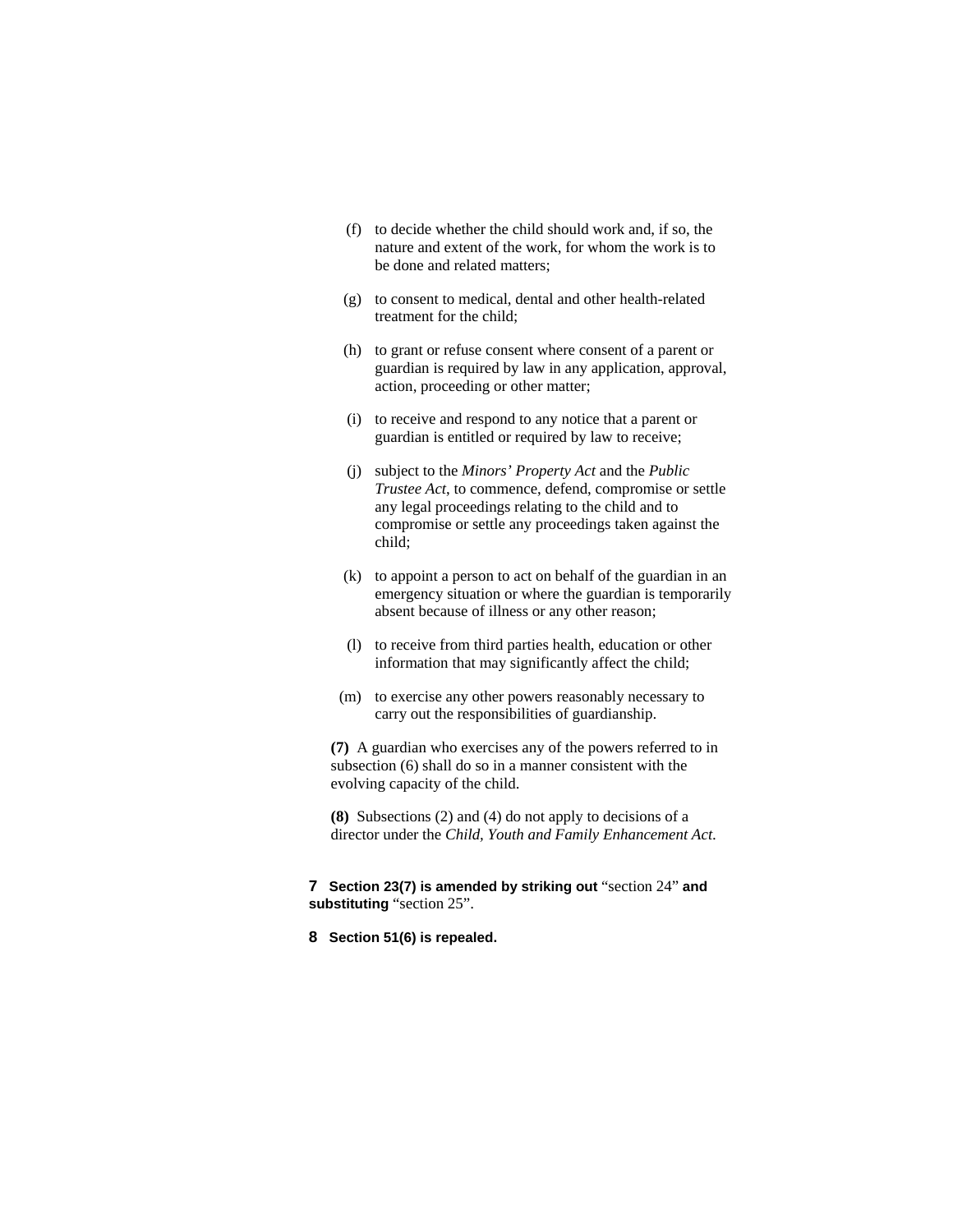(f) to decide whether the child should work and, if so, the nature and extent of the work, for whom the work is to be done and related matters;

(g) to consent to medical, dental and other health-related treatment for the child;

(h) to grant or refuse consent where consent of a parent or guardian is required by law in any application, approval, action, proceeding or other matter;

(i) to receive and respond to any notice that a parent or guardian is entitled or required by law to receive;

(j) subject to the *Minors' Property Act* and the *Public Trustee Act*, to commence, defend, compromise or settle any legal proceedings relating to the child and to compromise or settle any proceedings taken against the child;

(k) to appoint a person to act on behalf of the guardian in an emergency situation or where the guardian is temporarily absent because of illness or any other reason;

(l) to receive from third parties health, education or other information that may significantly affect the child;

(m) to exercise any other powers reasonably necessary to carry out the responsibilities of guardianship.

**(7)** A guardian who exercises any of the powers referred to in subsection (6) shall do so in a manner consistent with the evolving capacity of the child.

**(8)** Subsections (2) and (4) do not apply to decisions of a director under the *Child, Youth and Family Enhancement Act*.

**7 Section 23(7) is amended by striking out** "section 24" **and substituting** "section 25".

**8 Section 51(6) is repealed.**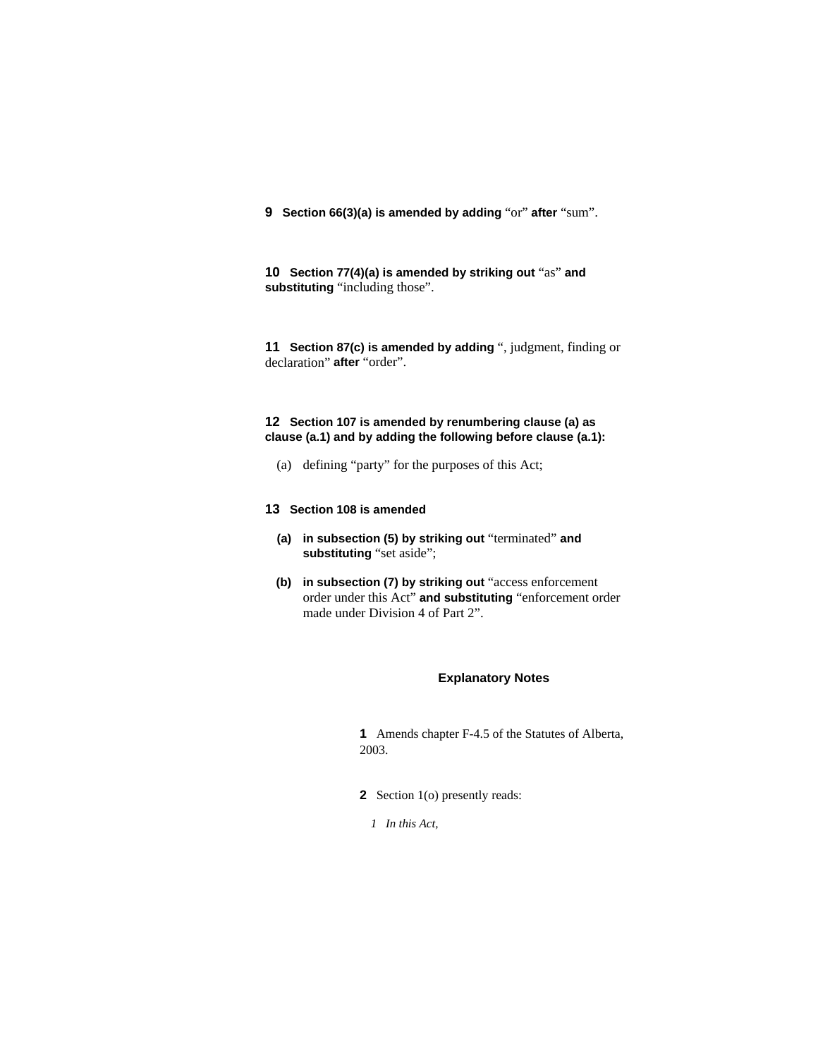**9** **Section 66(3)(a) is amended by adding** “or” **after** “sum”.

**10** **Section 77(4)(a) is amended by striking out** “as” **and substituting** “including those”.

**11** **Section 87(c) is amended by adding** “, judgment, finding or declaration” **after** “order”.

**12** **Section 107 is amended by renumbering clause (a) as clause (a.1) and by adding the following before clause (a.1):**

(a) defining “party” for the purposes of this Act;

**13** **Section 108 is amended**

**(a)** **in subsection (5) by striking out** “terminated” **and substituting** “set aside”;

**(b)** **in subsection (7) by striking out** “access enforcement order under this Act” **and substituting** “enforcement order made under Division 4 of Part 2”.

## Explanatory Notes

**1** Amends chapter F-4.5 of the Statutes of Alberta, 2003.

**2** Section 1(o) presently reads:

*1 In this Act,*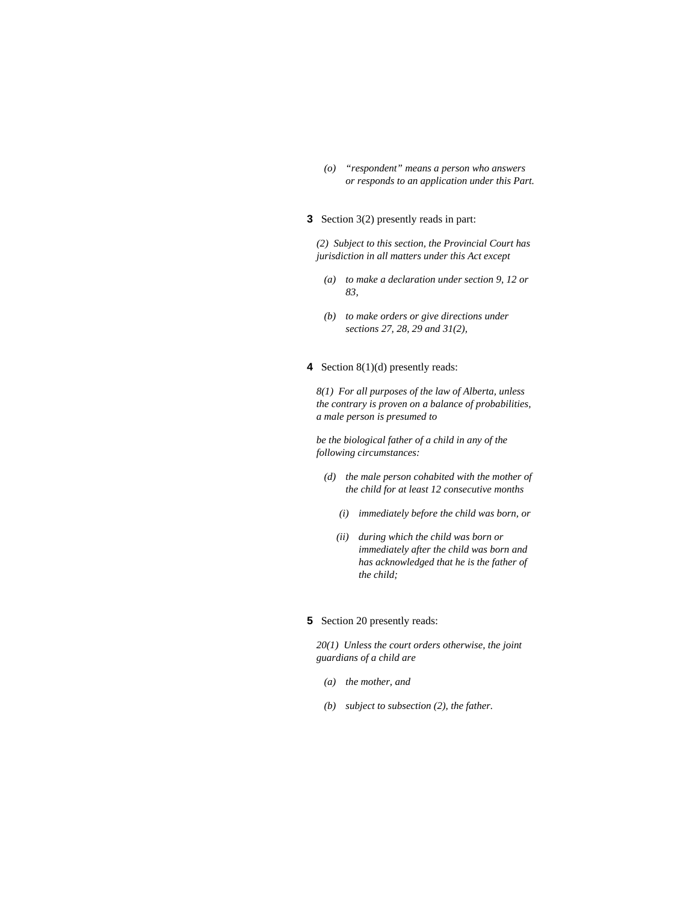*(o) "respondent" means a person who answers or responds to an application under this Part.*

**3** Section 3(2) presently reads in part:

*(2) Subject to this section, the Provincial Court has jurisdiction in all matters under this Act except*

*(a) to make a declaration under section 9, 12 or 83,*

*(b) to make orders or give directions under sections 27, 28, 29 and 31(2),*

**4** Section 8(1)(d) presently reads:

*8(1) For all purposes of the law of Alberta, unless the contrary is proven on a balance of probabilities, a male person is presumed to*

*be the biological father of a child in any of the following circumstances:*

*(d) the male person cohabited with the mother of the child for at least 12 consecutive months*

*(i) immediately before the child was born, or*

*(ii) during which the child was born or immediately after the child was born and has acknowledged that he is the father of the child;*

**5** Section 20 presently reads:

*20(1) Unless the court orders otherwise, the joint guardians of a child are*

*(a) the mother, and*

*(b) subject to subsection (2), the father.*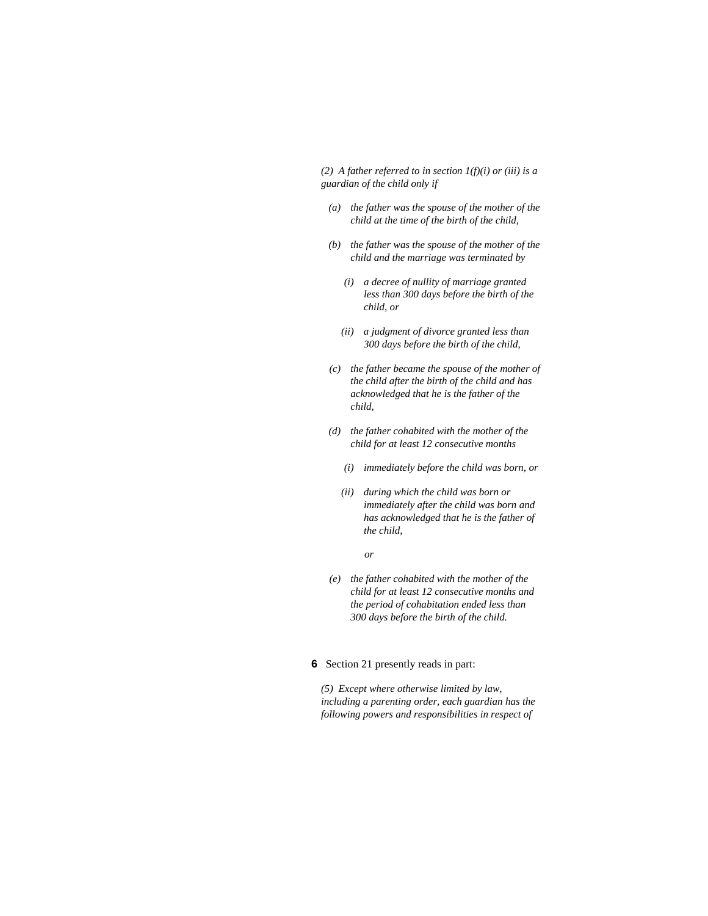*(2) A father referred to in section 1(f)(i) or (iii) is a guardian of the child only if*

- *(a) the father was the spouse of the mother of the child at the time of the birth of the child,*
- *(b) the father was the spouse of the mother of the child and the marriage was terminated by*
  - *(i) a decree of nullity of marriage granted less than 300 days before the birth of the child, or*
  - *(ii) a judgment of divorce granted less than 300 days before the birth of the child,*
- *(c) the father became the spouse of the mother of the child after the birth of the child and has acknowledged that he is the father of the child,*
- *(d) the father cohabited with the mother of the child for at least 12 consecutive months*
  - *(i) immediately before the child was born, or*
  - *(ii) during which the child was born or immediately after the child was born and has acknowledged that he is the father of the child,*

  *or*
- *(e) the father cohabited with the mother of the child for at least 12 consecutive months and the period of cohabitation ended less than 300 days before the birth of the child.*

**6** Section 21 presently reads in part:

*(5) Except where otherwise limited by law, including a parenting order, each guardian has the following powers and responsibilities in respect of*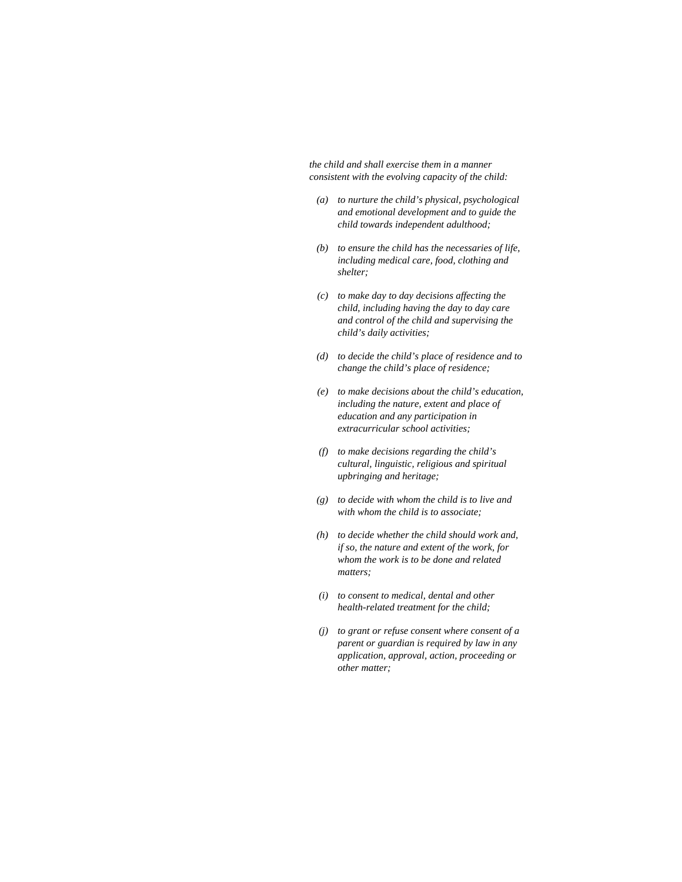*the child and shall exercise them in a manner consistent with the evolving capacity of the child:*

*(a)* *to nurture the child's physical, psychological and emotional development and to guide the child towards independent adulthood;*

*(b)* *to ensure the child has the necessaries of life, including medical care, food, clothing and shelter;*

*(c)* *to make day to day decisions affecting the child, including having the day to day care and control of the child and supervising the child's daily activities;*

*(d)* *to decide the child's place of residence and to change the child's place of residence;*

*(e)* *to make decisions about the child's education, including the nature, extent and place of education and any participation in extracurricular school activities;*

*(f)* *to make decisions regarding the child's cultural, linguistic, religious and spiritual upbringing and heritage;*

*(g)* *to decide with whom the child is to live and with whom the child is to associate;*

*(h)* *to decide whether the child should work and, if so, the nature and extent of the work, for whom the work is to be done and related matters;*

*(i)* *to consent to medical, dental and other health-related treatment for the child;*

*(j)* *to grant or refuse consent where consent of a parent or guardian is required by law in any application, approval, action, proceeding or other matter;*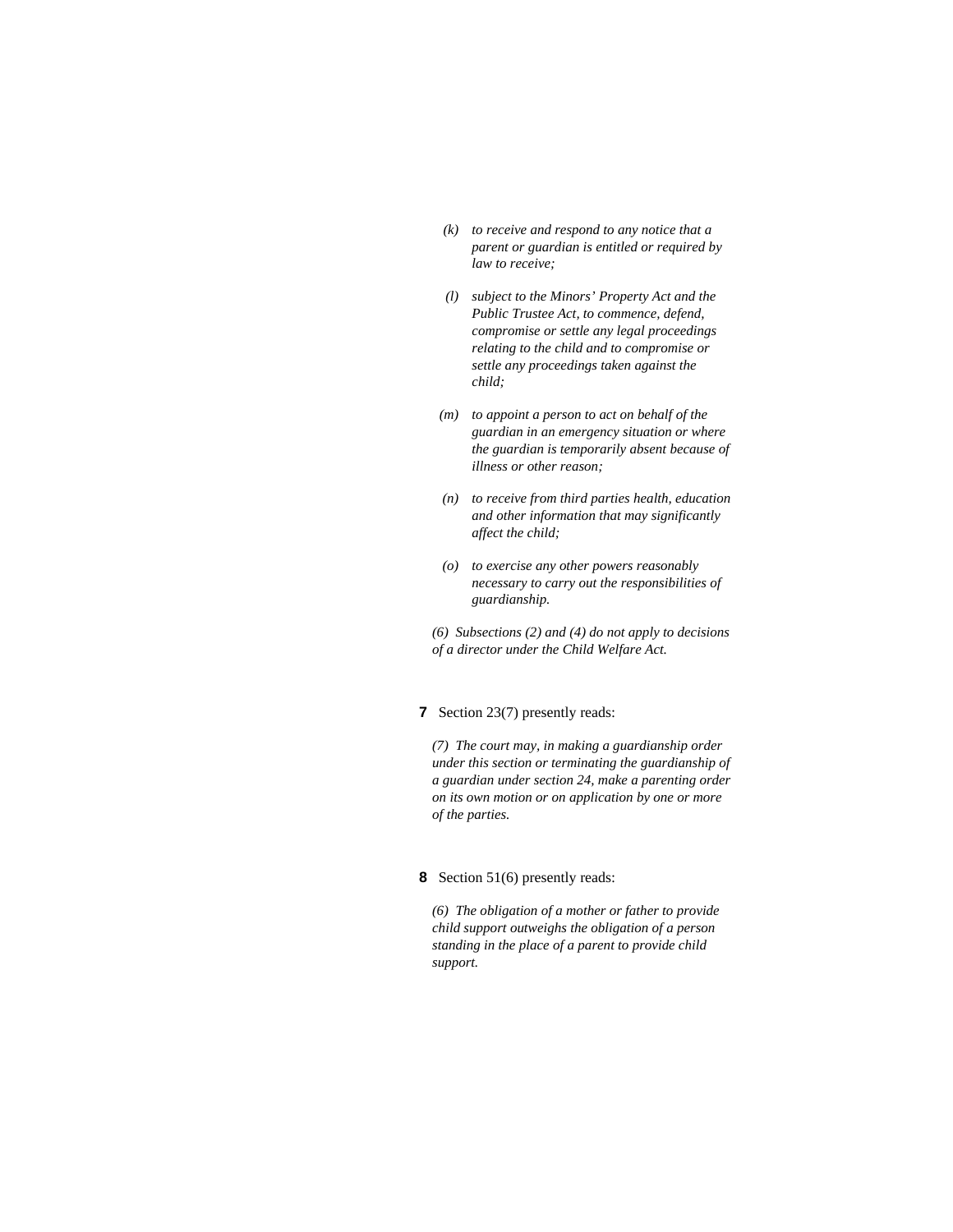*(k) to receive and respond to any notice that a parent or guardian is entitled or required by law to receive;*

*(l) subject to the Minors' Property Act and the Public Trustee Act, to commence, defend, compromise or settle any legal proceedings relating to the child and to compromise or settle any proceedings taken against the child;*

*(m) to appoint a person to act on behalf of the guardian in an emergency situation or where the guardian is temporarily absent because of illness or other reason;*

*(n) to receive from third parties health, education and other information that may significantly affect the child;*

*(o) to exercise any other powers reasonably necessary to carry out the responsibilities of guardianship.*

*(6) Subsections (2) and (4) do not apply to decisions of a director under the Child Welfare Act.*

**7** Section 23(7) presently reads:

*(7) The court may, in making a guardianship order under this section or terminating the guardianship of a guardian under section 24, make a parenting order on its own motion or on application by one or more of the parties.*

**8** Section 51(6) presently reads:

*(6) The obligation of a mother or father to provide child support outweighs the obligation of a person standing in the place of a parent to provide child support.*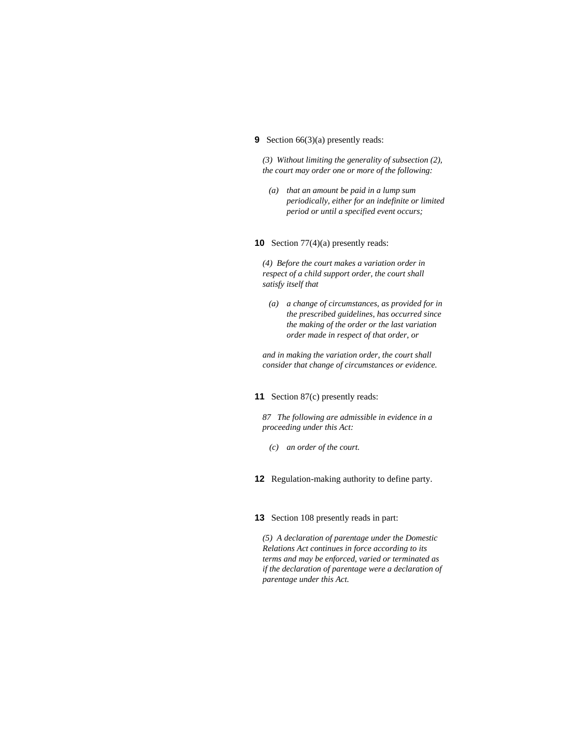**9** Section 66(3)(a) presently reads:

*(3) Without limiting the generality of subsection (2), the court may order one or more of the following:*

*(a) that an amount be paid in a lump sum periodically, either for an indefinite or limited period or until a specified event occurs;*

**10** Section 77(4)(a) presently reads:

*(4) Before the court makes a variation order in respect of a child support order, the court shall satisfy itself that*

*(a) a change of circumstances, as provided for in the prescribed guidelines, has occurred since the making of the order or the last variation order made in respect of that order, or*

*and in making the variation order, the court shall consider that change of circumstances or evidence.*

**11** Section 87(c) presently reads:

*87 The following are admissible in evidence in a proceeding under this Act:*

*(c) an order of the court.*

**12** Regulation-making authority to define party.

**13** Section 108 presently reads in part:

*(5) A declaration of parentage under the Domestic Relations Act continues in force according to its terms and may be enforced, varied or terminated as if the declaration of parentage were a declaration of parentage under this Act.*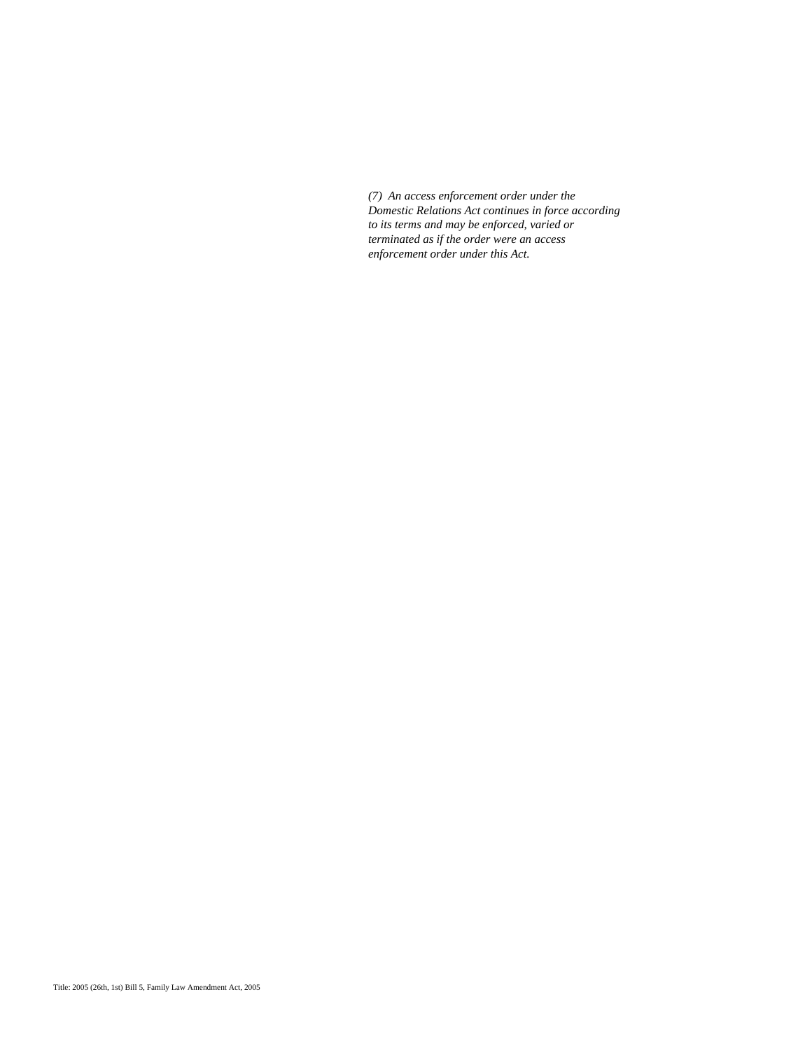*(7) An access enforcement order under the Domestic Relations Act continues in force according to its terms and may be enforced, varied or terminated as if the order were an access enforcement order under this Act.*